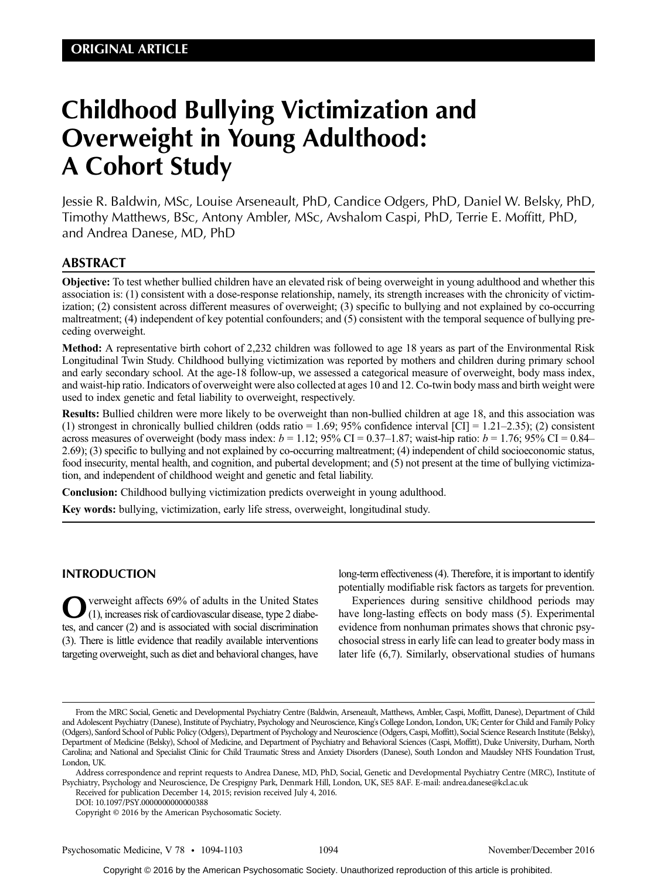ORIGINAL ARTICLE

# Childhood Bullying Victimization and Overweight in Young Adulthood: A Cohort Study

Jessie R. Baldwin, MSc, Louise Arseneault, PhD, Candice Odgers, PhD, Daniel W. Belsky, PhD, Timothy Matthews, BSc, Antony Ambler, MSc, Avshalom Caspi, PhD, Terrie E. Moffitt, PhD, and Andrea Danese, MD, PhD

## ABSTRACT

**Objective:** To test whether bullied children have an elevated risk of being overweight in young adulthood and whether this association is: (1) consistent with a dose-response relationship, namely, its strength increases with the chronicity of victimization; (2) consistent across different measures of overweight; (3) specific to bullying and not explained by co-occurring maltreatment; (4) independent of key potential confounders; and (5) consistent with the temporal sequence of bullying preceding overweight.

**Method:** A representative birth cohort of 2,232 children was followed to age 18 years as part of the Environmental Risk Longitudinal Twin Study. Childhood bullying victimization was reported by mothers and children during primary school and early secondary school. At the age-18 follow-up, we assessed a categorical measure of overweight, body mass index, and waist-hip ratio. Indicators of overweight were also collected at ages 10 and 12. Co-twin body mass and birth weight were used to index genetic and fetal liability to overweight, respectively.

**Results:** Bullied children were more likely to be overweight than non-bullied children at age 18, and this association was (1) strongest in chronically bullied children (odds ratio = 1.69; 95% confidence interval [CI] = 1.21–2.35); (2) consistent across measures of overweight (body mass index: $b = 1.12$; 95% CI = 0.37–1.87; waist-hip ratio: $b = 1.76$; 95% CI = 0.84–2.69); (3) specific to bullying and not explained by co-occurring maltreatment; (4) independent of child socioeconomic status, food insecurity, mental health, and cognition, and pubertal development; and (5) not present at the time of bullying victimization, and independent of childhood weight and genetic and fetal liability.

**Conclusion:** Childhood bullying victimization predicts overweight in young adulthood.

**Key words:** bullying, victimization, early life stress, overweight, longitudinal study.

## INTRODUCTION

Overweight affects 69% of adults in the United States (1), increases risk of cardiovascular disease, type 2 diabetes, and cancer (2) and is associated with social discrimination (3). There is little evidence that readily available interventions targeting overweight, such as diet and behavioral changes, have long-term effectiveness (4). Therefore, it is important to identify potentially modifiable risk factors as targets for prevention.

Experiences during sensitive childhood periods may have long-lasting effects on body mass (5). Experimental evidence from nonhuman primates shows that chronic psychosocial stress in early life can lead to greater body mass in later life (6,7). Similarly, observational studies of humans

From the MRC Social, Genetic and Developmental Psychiatry Centre (Baldwin, Arseneault, Matthews, Ambler, Caspi, Moffitt, Danese), Department of Child and Adolescent Psychiatry (Danese), Institute of Psychiatry, Psychology and Neuroscience, King's College London, London, UK; Center for Child and Family Policy (Odgers), Sanford School of Public Policy (Odgers), Department of Psychology and Neuroscience (Odgers, Caspi, Moffitt), Social Science Research Institute (Belsky), Department of Medicine (Belsky), School of Medicine, and Department of Psychiatry and Behavioral Sciences (Caspi, Moffitt), Duke University, Durham, North Carolina; and National and Specialist Clinic for Child Traumatic Stress and Anxiety Disorders (Danese), South London and Maudsley NHS Foundation Trust, London, UK.

Address correspondence and reprint requests to Andrea Danese, MD, PhD, Social, Genetic and Developmental Psychiatry Centre (MRC), Institute of Psychiatry, Psychology and Neuroscience, De Crespigny Park, Denmark Hill, London, UK, SE5 8AF. E-mail: andrea.danese@kcl.ac.uk

Received for publication December 14, 2015; revision received July 4, 2016.

DOI: 10.1097/PSY.0000000000000388

Copyright © 2016 by the American Psychosomatic Society.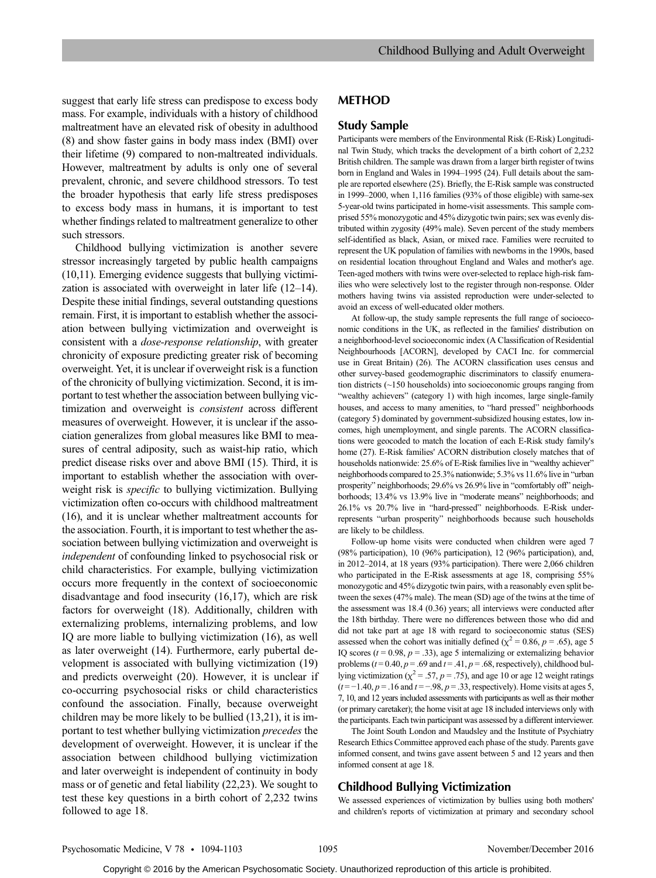suggest that early life stress can predispose to excess body mass. For example, individuals with a history of childhood maltreatment have an elevated risk of obesity in adulthood (8) and show faster gains in body mass index (BMI) over their lifetime (9) compared to non-maltreated individuals. However, maltreatment by adults is only one of several prevalent, chronic, and severe childhood stressors. To test the broader hypothesis that early life stress predisposes to excess body mass in humans, it is important to test whether findings related to maltreatment generalize to other such stressors.

Childhood bullying victimization is another severe stressor increasingly targeted by public health campaigns (10,11). Emerging evidence suggests that bullying victimization is associated with overweight in later life (12–14). Despite these initial findings, several outstanding questions remain. First, it is important to establish whether the association between bullying victimization and overweight is consistent with a *dose-response relationship*, with greater chronicity of exposure predicting greater risk of becoming overweight. Yet, it is unclear if overweight risk is a function of the chronicity of bullying victimization. Second, it is important to test whether the association between bullying victimization and overweight is *consistent* across different measures of overweight. However, it is unclear if the association generalizes from global measures like BMI to measures of central adiposity, such as waist-hip ratio, which predict disease risks over and above BMI (15). Third, it is important to establish whether the association with overweight risk is *specific* to bullying victimization. Bullying victimization often co-occurs with childhood maltreatment (16), and it is unclear whether maltreatment accounts for the association. Fourth, it is important to test whether the association between bullying victimization and overweight is *independent* of confounding linked to psychosocial risk or child characteristics. For example, bullying victimization occurs more frequently in the context of socioeconomic disadvantage and food insecurity (16,17), which are risk factors for overweight (18). Additionally, children with externalizing problems, internalizing problems, and low IQ are more liable to bullying victimization (16), as well as later overweight (14). Furthermore, early pubertal development is associated with bullying victimization (19) and predicts overweight (20). However, it is unclear if co-occurring psychosocial risks or child characteristics confound the association. Finally, because overweight children may be more likely to be bullied (13,21), it is important to test whether bullying victimization *precedes* the development of overweight. However, it is unclear if the association between childhood bullying victimization and later overweight is independent of continuity in body mass or of genetic and fetal liability (22,23). We sought to test these key questions in a birth cohort of 2,232 twins followed to age 18.

## METHOD

### Study Sample

Participants were members of the Environmental Risk (E-Risk) Longitudinal Twin Study, which tracks the development of a birth cohort of 2,232 British children. The sample was drawn from a larger birth register of twins born in England and Wales in 1994–1995 (24). Full details about the sample are reported elsewhere (25). Briefly, the E-Risk sample was constructed in 1999–2000, when 1,116 families (93% of those eligible) with same-sex 5-year-old twins participated in home-visit assessments. This sample comprised 55% monozygotic and 45% dizygotic twin pairs; sex was evenly distributed within zygosity (49% male). Seven percent of the study members self-identified as black, Asian, or mixed race. Families were recruited to represent the UK population of families with newborns in the 1990s, based on residential location throughout England and Wales and mother's age. Teen-aged mothers with twins were over-selected to replace high-risk families who were selectively lost to the register through non-response. Older mothers having twins via assisted reproduction were under-selected to avoid an excess of well-educated older mothers.

At follow-up, the study sample represents the full range of socioeconomic conditions in the UK, as reflected in the families' distribution on a neighborhood-level socioeconomic index (A Classification of Residential Neighbourhoods [ACORN], developed by CACI Inc. for commercial use in Great Britain) (26). The ACORN classification uses census and other survey-based geodemographic discriminators to classify enumeration districts (~150 households) into socioeconomic groups ranging from "wealthy achievers" (category 1) with high incomes, large single-family houses, and access to many amenities, to "hard pressed" neighborhoods (category 5) dominated by government-subsidized housing estates, low incomes, high unemployment, and single parents. The ACORN classifications were geocoded to match the location of each E-Risk study family's home (27). E-Risk families' ACORN distribution closely matches that of households nationwide: 25.6% of E-Risk families live in "wealthy achiever" neighborhoods compared to 25.3% nationwide; 5.3% vs 11.6% live in "urban prosperity" neighborhoods; 29.6% vs 26.9% live in "comfortably off" neighborhoods; 13.4% vs 13.9% live in "moderate means" neighborhoods; and 26.1% vs 20.7% live in "hard-pressed" neighborhoods. E-Risk underrepresents "urban prosperity" neighborhoods because such households are likely to be childless.

Follow-up home visits were conducted when children were aged 7 (98% participation), 10 (96% participation), 12 (96% participation), and, in 2012–2014, at 18 years (93% participation). There were 2,066 children who participated in the E-Risk assessments at age 18, comprising 55% monozygotic and 45% dizygotic twin pairs, with a reasonably even split between the sexes (47% male). The mean (SD) age of the twins at the time of the assessment was 18.4 (0.36) years; all interviews were conducted after the 18th birthday. There were no differences between those who did and did not take part at age 18 with regard to socioeconomic status (SES) assessed when the cohort was initially defined ($\chi^2 = 0.86$, $p = .65$), age 5 IQ scores ($t = 0.98$, $p = .33$), age 5 internalizing or externalizing behavior problems ($t = 0.40$, $p = .69$ and $t = .41$, $p = .68$, respectively), childhood bullying victimization ($\chi^2 = .57$, $p = .75$), and age 10 or age 12 weight ratings ($t = -1.40$, $p = .16$ and $t = -.98$, $p = .33$, respectively). Home visits at ages 5, 7, 10, and 12 years included assessments with participants as well as their mother (or primary caretaker); the home visit at age 18 included interviews only with the participants. Each twin participant was assessed by a different interviewer.

The Joint South London and Maudsley and the Institute of Psychiatry Research Ethics Committee approved each phase of the study. Parents gave informed consent, and twins gave assent between 5 and 12 years and then informed consent at age 18.

### Childhood Bullying Victimization

We assessed experiences of victimization by bullies using both mothers' and children's reports of victimization at primary and secondary school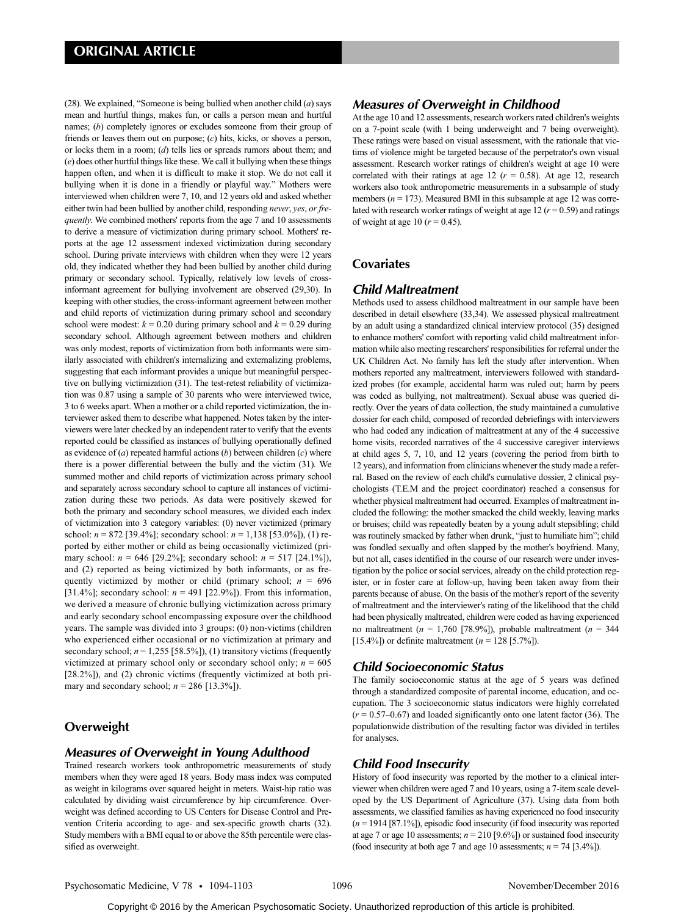(28). We explained, "Someone is being bullied when another child (*a*) says mean and hurtful things, makes fun, or calls a person mean and hurtful names; (*b*) completely ignores or excludes someone from their group of friends or leaves them out on purpose; (*c*) hits, kicks, or shoves a person, or locks them in a room; (*d*) tells lies or spreads rumors about them; and (*e*) does other hurtful things like these. We call it bullying when these things happen often, and when it is difficult to make it stop. We do not call it bullying when it is done in a friendly or playful way." Mothers were interviewed when children were 7, 10, and 12 years old and asked whether either twin had been bullied by another child, responding *never*, *yes*, *or frequently*. We combined mothers' reports from the age 7 and 10 assessments to derive a measure of victimization during primary school. Mothers' reports at the age 12 assessment indexed victimization during secondary school. During private interviews with children when they were 12 years old, they indicated whether they had been bullied by another child during primary or secondary school. Typically, relatively low levels of cross-informant agreement for bullying involvement are observed (29,30). In keeping with other studies, the cross-informant agreement between mother and child reports of victimization during primary school and secondary school were modest: $k = 0.20$ during primary school and $k = 0.29$ during secondary school. Although agreement between mothers and children was only modest, reports of victimization from both informants were similarly associated with children's internalizing and externalizing problems, suggesting that each informant provides a unique but meaningful perspective on bullying victimization (31). The test-retest reliability of victimization was 0.87 using a sample of 30 parents who were interviewed twice, 3 to 6 weeks apart. When a mother or a child reported victimization, the interviewer asked them to describe what happened. Notes taken by the interviewers were later checked by an independent rater to verify that the events reported could be classified as instances of bullying operationally defined as evidence of (*a*) repeated harmful actions (*b*) between children (*c*) where there is a power differential between the bully and the victim (31). We summed mother and child reports of victimization across primary school and separately across secondary school to capture all instances of victimization during these two periods. As data were positively skewed for both the primary and secondary school measures, we divided each index of victimization into 3 category variables: (0) never victimized (primary school: $n = 872$ [39.4%]; secondary school: $n = 1{,}138$ [53.0%]), (1) reported by either mother or child as being occasionally victimized (primary school: $n = 646$ [29.2%]; secondary school: $n = 517$ [24.1%]), and (2) reported as being victimized by both informants, or as frequently victimized by mother or child (primary school; $n = 696$ [31.4%]; secondary school: $n = 491$ [22.9%]). From this information, we derived a measure of chronic bullying victimization across primary and early secondary school encompassing exposure over the childhood years. The sample was divided into 3 groups: (0) non-victims (children who experienced either occasional or no victimization at primary and secondary school; $n = 1{,}255$ [58.5%]), (1) transitory victims (frequently victimized at primary school only or secondary school only; $n = 605$ [28.2%]), and (2) chronic victims (frequently victimized at both primary and secondary school; $n = 286$ [13.3%]).

## Overweight

### *Measures of Overweight in Young Adulthood*

Trained research workers took anthropometric measurements of study members when they were aged 18 years. Body mass index was computed as weight in kilograms over squared height in meters. Waist-hip ratio was calculated by dividing waist circumference by hip circumference. Overweight was defined according to US Centers for Disease Control and Prevention Criteria according to age- and sex-specific growth charts (32). Study members with a BMI equal to or above the 85th percentile were classified as overweight.

### *Measures of Overweight in Childhood*

At the age 10 and 12 assessments, research workers rated children's weights on a 7-point scale (with 1 being underweight and 7 being overweight). These ratings were based on visual assessment, with the rationale that victims of violence might be targeted because of the perpetrator's own visual assessment. Research worker ratings of children's weight at age 10 were correlated with their ratings at age 12 ($r = 0.58$). At age 12, research workers also took anthropometric measurements in a subsample of study members ($n = 173$). Measured BMI in this subsample at age 12 was correlated with research worker ratings of weight at age 12 ($r = 0.59$) and ratings of weight at age 10 ($r = 0.45$).

## Covariates

### *Child Maltreatment*

Methods used to assess childhood maltreatment in our sample have been described in detail elsewhere (33,34). We assessed physical maltreatment by an adult using a standardized clinical interview protocol (35) designed to enhance mothers' comfort with reporting valid child maltreatment information while also meeting researchers' responsibilities for referral under the UK Children Act. No family has left the study after intervention. When mothers reported any maltreatment, interviewers followed with standardized probes (for example, accidental harm was ruled out; harm by peers was coded as bullying, not maltreatment). Sexual abuse was queried directly. Over the years of data collection, the study maintained a cumulative dossier for each child, composed of recorded debriefings with interviewers who had coded any indication of maltreatment at any of the 4 successive home visits, recorded narratives of the 4 successive caregiver interviews at child ages 5, 7, 10, and 12 years (covering the period from birth to 12 years), and information from clinicians whenever the study made a referral. Based on the review of each child's cumulative dossier, 2 clinical psychologists (T.E.M and the project coordinator) reached a consensus for whether physical maltreatment had occurred. Examples of maltreatment included the following: the mother smacked the child weekly, leaving marks or bruises; child was repeatedly beaten by a young adult stepsibling; child was routinely smacked by father when drunk, "just to humiliate him"; child was fondled sexually and often slapped by the mother's boyfriend. Many, but not all, cases identified in the course of our research were under investigation by the police or social services, already on the child protection register, or in foster care at follow-up, having been taken away from their parents because of abuse. On the basis of the mother's report of the severity of maltreatment and the interviewer's rating of the likelihood that the child had been physically maltreated, children were coded as having experienced no maltreatment ($n = 1{,}760$ [78.9%]), probable maltreatment ($n = 344$ [15.4%]) or definite maltreatment ($n = 128$ [5.7%]).

### *Child Socioeconomic Status*

The family socioeconomic status at the age of 5 years was defined through a standardized composite of parental income, education, and occupation. The 3 socioeconomic status indicators were highly correlated ($r = 0.57$–$0.67$) and loaded significantly onto one latent factor (36). The populationwide distribution of the resulting factor was divided in tertiles for analyses.

### *Child Food Insecurity*

History of food insecurity was reported by the mother to a clinical interviewer when children were aged 7 and 10 years, using a 7-item scale developed by the US Department of Agriculture (37). Using data from both assessments, we classified families as having experienced no food insecurity ($n = 1914$ [87.1%]), episodic food insecurity (if food insecurity was reported at age 7 or age 10 assessments; $n = 210$ [9.6%]) or sustained food insecurity (food insecurity at both age 7 and age 10 assessments; $n = 74$ [3.4%]).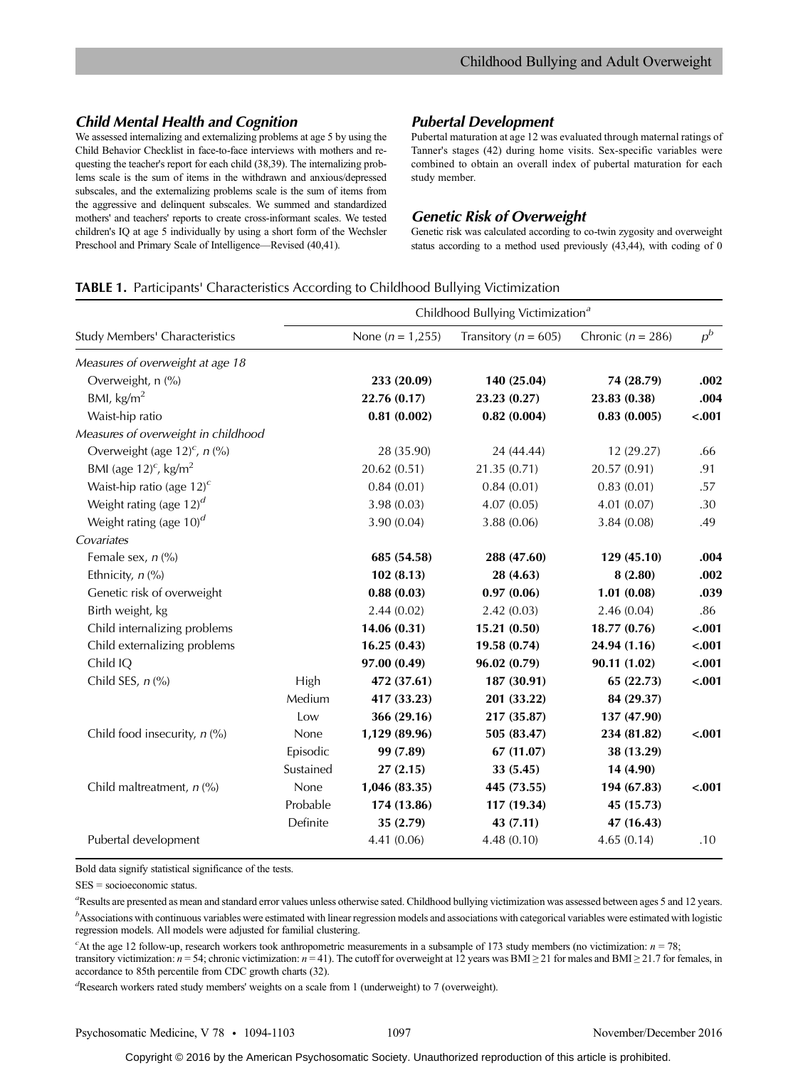### Child Mental Health and Cognition

We assessed internalizing and externalizing problems at age 5 by using the Child Behavior Checklist in face-to-face interviews with mothers and requesting the teacher's report for each child (38,39). The internalizing problems scale is the sum of items in the withdrawn and anxious/depressed subscales, and the externalizing problems scale is the sum of items from the aggressive and delinquent subscales. We summed and standardized mothers' and teachers' reports to create cross-informant scales. We tested children's IQ at age 5 individually by using a short form of the Wechsler Preschool and Primary Scale of Intelligence—Revised (40,41).

### Pubertal Development

Pubertal maturation at age 12 was evaluated through maternal ratings of Tanner's stages (42) during home visits. Sex-specific variables were combined to obtain an overall index of pubertal maturation for each study member.

### Genetic Risk of Overweight

Genetic risk was calculated according to co-twin zygosity and overweight status according to a method used previously (43,44), with coding of 0

**TABLE 1.** Participants' Characteristics According to Childhood Bullying Victimization

| Study Members' Characteristics | | Childhood Bullying Victimization[a] | | | |
|---|---|---|---|---|---|
| | | None ($n$ = 1,255) | Transitory ($n$ = 605) | Chronic ($n$ = 286) | $p$[b] |
| *Measures of overweight at age 18* | | | | | |
| Overweight, n (%) | | **233 (20.09)** | **140 (25.04)** | **74 (28.79)** | **.002** |
| BMI, kg/m$^2$ | | **22.76 (0.17)** | **23.23 (0.27)** | **23.83 (0.38)** | **.004** |
| Waist-hip ratio | | **0.81 (0.002)** | **0.82 (0.004)** | **0.83 (0.005)** | **<.001** |
| *Measures of overweight in childhood* | | | | | |
| Overweight (age 12)[c], $n$ (%) | | 28 (35.90) | 24 (44.44) | 12 (29.27) | .66 |
| BMI (age 12)[c], kg/m$^2$ | | 20.62 (0.51) | 21.35 (0.71) | 20.57 (0.91) | .91 |
| Waist-hip ratio (age 12)[c] | | 0.84 (0.01) | 0.84 (0.01) | 0.83 (0.01) | .57 |
| Weight rating (age 12)[d] | | 3.98 (0.03) | 4.07 (0.05) | 4.01 (0.07) | .30 |
| Weight rating (age 10)[d] | | 3.90 (0.04) | 3.88 (0.06) | 3.84 (0.08) | .49 |
| *Covariates* | | | | | |
| Female sex, $n$ (%) | | **685 (54.58)** | **288 (47.60)** | **129 (45.10)** | **.004** |
| Ethnicity, $n$ (%) | | **102 (8.13)** | **28 (4.63)** | **8 (2.80)** | **.002** |
| Genetic risk of overweight | | **0.88 (0.03)** | **0.97 (0.06)** | **1.01 (0.08)** | **.039** |
| Birth weight, kg | | 2.44 (0.02) | 2.42 (0.03) | 2.46 (0.04) | .86 |
| Child internalizing problems | | **14.06 (0.31)** | **15.21 (0.50)** | **18.77 (0.76)** | **<.001** |
| Child externalizing problems | | **16.25 (0.43)** | **19.58 (0.74)** | **24.94 (1.16)** | **<.001** |
| Child IQ | | **97.00 (0.49)** | **96.02 (0.79)** | **90.11 (1.02)** | **<.001** |
| Child SES, $n$ (%) | High | **472 (37.61)** | **187 (30.91)** | **65 (22.73)** | **<.001** |
| | Medium | **417 (33.23)** | **201 (33.22)** | **84 (29.37)** | |
| | Low | **366 (29.16)** | **217 (35.87)** | **137 (47.90)** | |
| Child food insecurity, $n$ (%) | None | **1,129 (89.96)** | **505 (83.47)** | **234 (81.82)** | **<.001** |
| | Episodic | **99 (7.89)** | **67 (11.07)** | **38 (13.29)** | |
| | Sustained | **27 (2.15)** | **33 (5.45)** | **14 (4.90)** | |
| Child maltreatment, $n$ (%) | None | **1,046 (83.35)** | **445 (73.55)** | **194 (67.83)** | **<.001** |
| | Probable | **174 (13.86)** | **117 (19.34)** | **45 (15.73)** | |
| | Definite | **35 (2.79)** | **43 (7.11)** | **47 (16.43)** | |
| Pubertal development | | 4.41 (0.06) | 4.48 (0.10) | 4.65 (0.14) | .10 |

Bold data signify statistical significance of the tests.

SES = socioeconomic status.

[a]Results are presented as mean and standard error values unless otherwise sated. Childhood bullying victimization was assessed between ages 5 and 12 years.

[b]Associations with continuous variables were estimated with linear regression models and associations with categorical variables were estimated with logistic regression models. All models were adjusted for familial clustering.

[c]At the age 12 follow-up, research workers took anthropometric measurements in a subsample of 173 study members (no victimization: $n$ = 78; transitory victimization: $n$ = 54; chronic victimization: $n$ = 41). The cutoff for overweight at 12 years was BMI ≥ 21 for males and BMI ≥ 21.7 for females, in accordance to 85th percentile from CDC growth charts (32).

[d]Research workers rated study members' weights on a scale from 1 (underweight) to 7 (overweight).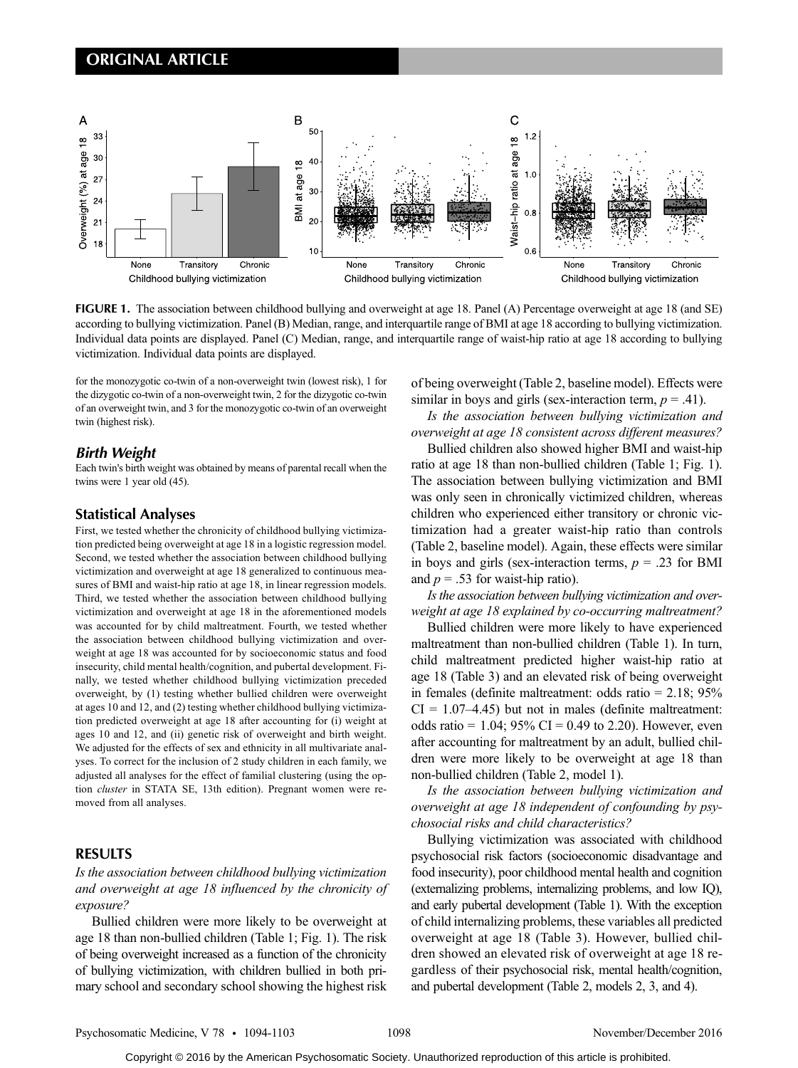**FIGURE 1.** The association between childhood bullying and overweight at age 18. Panel (A) Percentage overweight at age 18 (and SE) according to bullying victimization. Panel (B) Median, range, and interquartile range of BMI at age 18 according to bullying victimization. Individual data points are displayed. Panel (C) Median, range, and interquartile range of waist-hip ratio at age 18 according to bullying victimization. Individual data points are displayed.

for the monozygotic co-twin of a non-overweight twin (lowest risk), 1 for the dizygotic co-twin of a non-overweight twin, 2 for the dizygotic co-twin of an overweight twin, and 3 for the monozygotic co-twin of an overweight twin (highest risk).

### *Birth Weight*

Each twin's birth weight was obtained by means of parental recall when the twins were 1 year old (45).

### Statistical Analyses

First, we tested whether the chronicity of childhood bullying victimization predicted being overweight at age 18 in a logistic regression model. Second, we tested whether the association between childhood bullying victimization and overweight at age 18 generalized to continuous measures of BMI and waist-hip ratio at age 18, in linear regression models. Third, we tested whether the association between childhood bullying victimization and overweight at age 18 in the aforementioned models was accounted for by child maltreatment. Fourth, we tested whether the association between childhood bullying victimization and overweight at age 18 was accounted for by socioeconomic status and food insecurity, child mental health/cognition, and pubertal development. Finally, we tested whether childhood bullying victimization preceded overweight, by (1) testing whether bullied children were overweight at ages 10 and 12, and (2) testing whether childhood bullying victimization predicted overweight at age 18 after accounting for (i) weight at ages 10 and 12, and (ii) genetic risk of overweight and birth weight. We adjusted for the effects of sex and ethnicity in all multivariate analyses. To correct for the inclusion of 2 study children in each family, we adjusted all analyses for the effect of familial clustering (using the option *cluster* in STATA SE, 13th edition). Pregnant women were removed from all analyses.

## RESULTS

*Is the association between childhood bullying victimization and overweight at age 18 influenced by the chronicity of exposure?*

Bullied children were more likely to be overweight at age 18 than non-bullied children (Table 1; Fig. 1). The risk of being overweight increased as a function of the chronicity of bullying victimization, with children bullied in both primary school and secondary school showing the highest risk of being overweight (Table 2, baseline model). Effects were similar in boys and girls (sex-interaction term, $p = .41$).

*Is the association between bullying victimization and overweight at age 18 consistent across different measures?*

Bullied children also showed higher BMI and waist-hip ratio at age 18 than non-bullied children (Table 1; Fig. 1). The association between bullying victimization and BMI was only seen in chronically victimized children, whereas children who experienced either transitory or chronic victimization had a greater waist-hip ratio than controls (Table 2, baseline model). Again, these effects were similar in boys and girls (sex-interaction terms, $p = .23$ for BMI and $p = .53$ for waist-hip ratio).

*Is the association between bullying victimization and overweight at age 18 explained by co-occurring maltreatment?*

Bullied children were more likely to have experienced maltreatment than non-bullied children (Table 1). In turn, child maltreatment predicted higher waist-hip ratio at age 18 (Table 3) and an elevated risk of being overweight in females (definite maltreatment: odds ratio = 2.18; 95% CI = 1.07–4.45) but not in males (definite maltreatment: odds ratio = 1.04; 95% CI = 0.49 to 2.20). However, even after accounting for maltreatment by an adult, bullied children were more likely to be overweight at age 18 than non-bullied children (Table 2, model 1).

*Is the association between bullying victimization and overweight at age 18 independent of confounding by psychosocial risks and child characteristics?*

Bullying victimization was associated with childhood psychosocial risk factors (socioeconomic disadvantage and food insecurity), poor childhood mental health and cognition (externalizing problems, internalizing problems, and low IQ), and early pubertal development (Table 1). With the exception of child internalizing problems, these variables all predicted overweight at age 18 (Table 3). However, bullied children showed an elevated risk of overweight at age 18 regardless of their psychosocial risk, mental health/cognition, and pubertal development (Table 2, models 2, 3, and 4).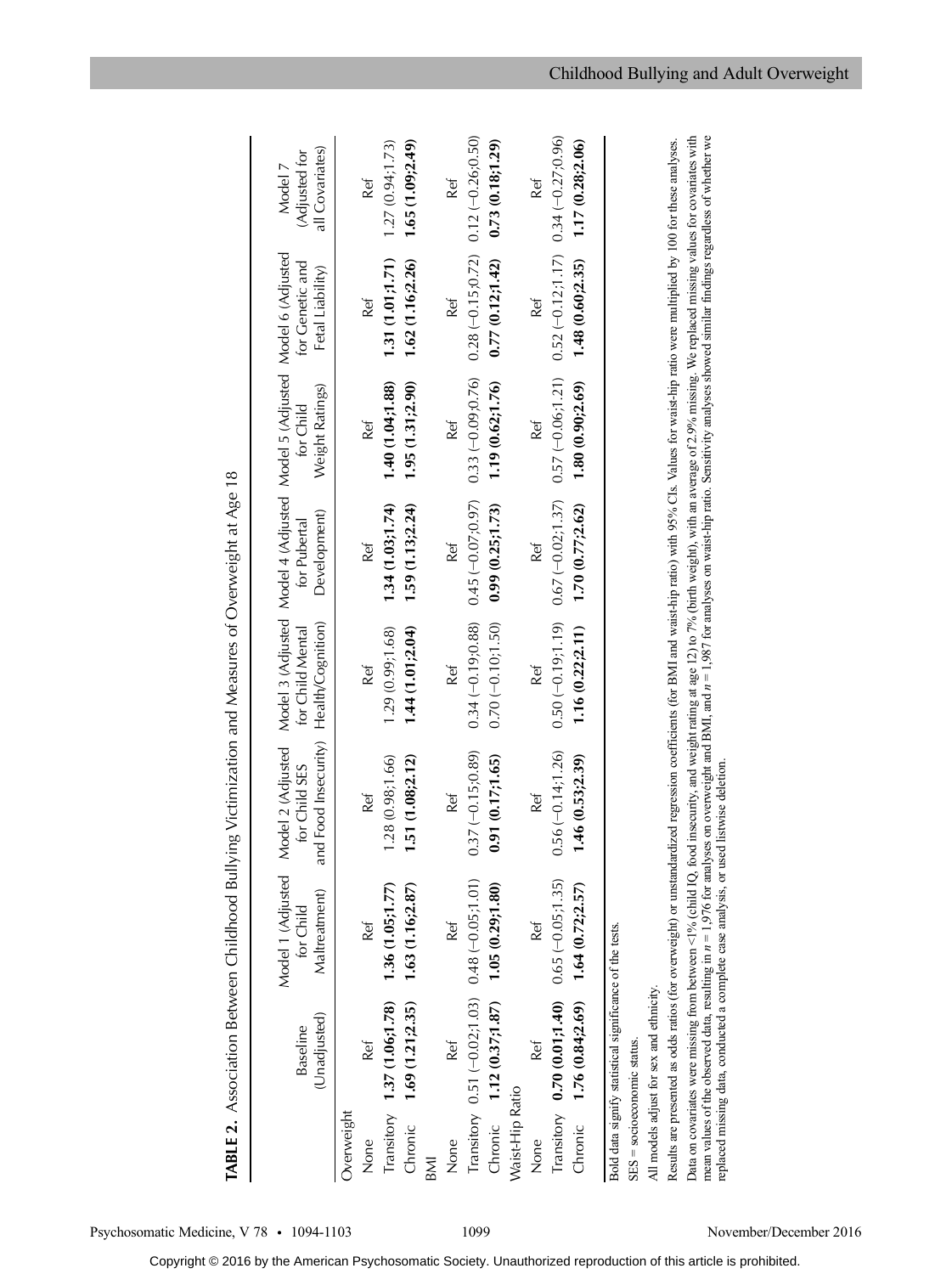**TABLE 2.** Association Between Childhood Bullying Victimization and Measures of Overweight at Age 18

| | Baseline (Unadjusted) | Model 1 (Adjusted for Child Maltreatment) | Model 2 (Adjusted for Child SES and Food Insecurity) | Model 3 (Adjusted for Child Mental Health/Cognition) | Model 4 (Adjusted for Pubertal Development) | Model 5 (Adjusted for Child Weight Ratings) | Model 6 (Adjusted for Genetic and Fetal Liability) | Model 7 (Adjusted for all Covariates) |
|---|---|---|---|---|---|---|---|---|
| Overweight | | | | | | | | |
| None | Ref | Ref | Ref | Ref | Ref | Ref | Ref | Ref |
| Transitory | **1.37 (1.06;1.78)** | **1.36 (1.05;1.77)** | 1.28 (0.98;1.66) | 1.29 (0.99;1.68) | **1.34 (1.03;1.74)** | **1.40 (1.04;1.88)** | **1.31 (1.01;1.71)** | 1.27 (0.94;1.73) |
| Chronic | **1.69 (1.21;2.35)** | **1.63 (1.16;2.87)** | **1.51 (1.08;2.12)** | **1.44 (1.01;2.04)** | **1.59 (1.13;2.24)** | **1.95 (1.31;2.90)** | **1.62 (1.16;2.26)** | **1.65 (1.09;2.49)** |
| BMI | | | | | | | | |
| None | Ref | Ref | Ref | Ref | Ref | Ref | Ref | Ref |
| Transitory | 0.51 (−0.02;1.03) | 0.48 (−0.05;1.01) | 0.37 (−0.15;0.89) | 0.34 (−0.19;0.88) | 0.45 (−0.07;0.97) | 0.33 (−0.09;0.76) | 0.28 (−0.15;0.72) | 0.12 (−0.26;0.50) |
| Chronic | **1.12 (0.37;1.87)** | **1.05 (0.29;1.80)** | **0.91 (0.17;1.65)** | 0.70 (−0.10;1.50) | **0.99 (0.25;1.73)** | **1.19 (0.62;1.76)** | **0.77 (0.12;1.42)** | **0.73 (0.18;1.29)** |
| Waist-Hip Ratio | | | | | | | | |
| None | Ref | Ref | Ref | Ref | Ref | Ref | Ref | Ref |
| Transitory | **0.70 (0.01;1.40)** | 0.65 (−0.05;1.35) | 0.56 (−0.14;1.26) | 0.50 (−0.19;1.19) | 0.67 (−0.02;1.37) | 0.57 (−0.06;1.21) | 0.52 (−0.12;1.17) | 0.34 (−0.27;0.96) |
| Chronic | **1.76 (0.84;2.69)** | **1.64 (0.72;2.57)** | **1.46 (0.53;2.39)** | **1.16 (0.22;2.11)** | **1.70 (0.77;2.62)** | **1.80 (0.90;2.69)** | **1.48 (0.60;2.35)** | **1.17 (0.28;2.06)** |

Bold data signify statistical significance of the tests.

SES = socioeconomic status.

All models adjust for sex and ethnicity.

Results are presented as odds ratios (for overweight) or unstandardized regression coefficients (for BMI and waist-hip ratio) with 95% CIs. Values for waist-hip ratio were multiplied by 100 for these analyses.

Data on covariates were missing from between <1% (child IQ, food insecurity, and weight rating at age 12) to 7% (birth weight), with an average of 2.9% missing. We replaced missing values for covariates with mean values of the observed data, resulting in $n$ = 1,976 for analyses on overweight and BMI, and $n$ = 1,987 for analyses on waist-hip ratio. Sensitivity analyses showed similar findings regardless of whether we replaced missing data, conducted a complete case analysis, or used listwise deletion.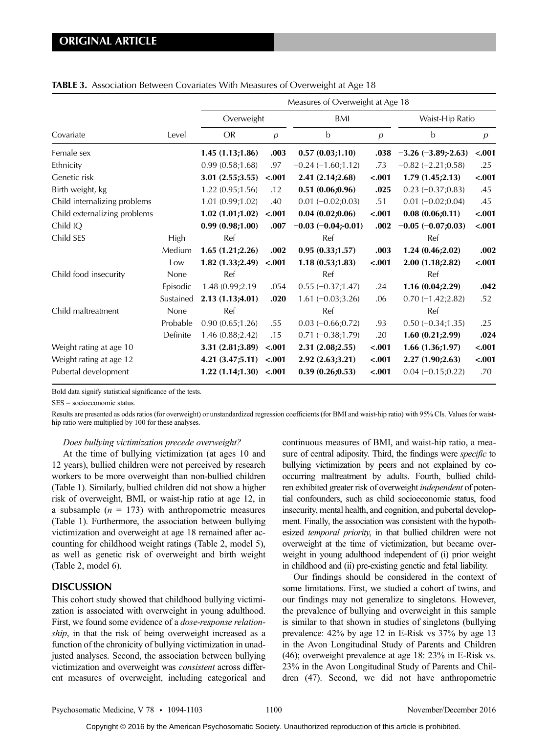**TABLE 3.** Association Between Covariates With Measures of Overweight at Age 18

| Covariate | Level | Measures of Overweight at Age 18 | | | | | |
|---|---|---|---|---|---|---|---|
| | | Overweight | | BMI | | Waist-Hip Ratio | |
| | | OR | *p* | b | *p* | b | *p* |
| Female sex | | **1.45 (1.13;1.86)** | **.003** | **0.57 (0.03;1.10)** | **.038** | **−3.26 (−3.89;-2.63)** | **<.001** |
| Ethnicity | | 0.99 (0.58;1.68) | .97 | −0.24 (−1.60;1.12) | .73 | −0.82 (−2.21;0.58) | .25 |
| Genetic risk | | **3.01 (2.55;3.55)** | **<.001** | **2.41 (2.14;2.68)** | **<.001** | **1.79 (1.45;2.13)** | **<.001** |
| Birth weight, kg | | 1.22 (0.95;1.56) | .12 | **0.51 (0.06;0.96)** | **.025** | 0.23 (−0.37;0.83) | .45 |
| Child internalizing problems | | 1.01 (0.99;1.02) | .40 | 0.01 (−0.02;0.03) | .51 | 0.01 (−0.02;0.04) | .45 |
| Child externalizing problems | | **1.02 (1.01;1.02)** | **<.001** | **0.04 (0.02;0.06)** | **<.001** | **0.08 (0.06;0.11)** | **<.001** |
| Child IQ | | **0.99 (0.98;1.00)** | **.007** | **−0.03 (−0.04;-0.01)** | **.002** | **−0.05 (−0.07;0.03)** | **<.001** |
| Child SES | High | Ref | | Ref | | Ref | |
| | Medium | **1.65 (1.21;2.26)** | **.002** | **0.95 (0.33;1.57)** | **.003** | **1.24 (0.46;2.02)** | **.002** |
| | Low | **1.82 (1.33;2.49)** | **<.001** | **1.18 (0.53;1.83)** | **<.001** | **2.00 (1.18;2.82)** | **<.001** |
| Child food insecurity | None | Ref | | Ref | | Ref | |
| | Episodic | 1.48 (0.99;2.19 | .054 | 0.55 (−0.37;1.47) | .24 | **1.16 (0.04;2.29)** | **.042** |
| | Sustained | **2.13 (1.13;4.01)** | **.020** | 1.61 (−0.03;3.26) | .06 | 0.70 (−1.42;2.82) | .52 |
| Child maltreatment | None | Ref | | Ref | | Ref | |
| | Probable | 0.90 (0.65;1.26) | .55 | 0.03 (−0.66;0.72) | .93 | 0.50 (−0.34;1.35) | .25 |
| | Definite | 1.46 (0.88;2.42) | .15 | 0.71 (−0.38;1.79) | .20 | **1.60 (0.21;2.99)** | **.024** |
| Weight rating at age 10 | | **3.31 (2.81;3.89)** | **<.001** | **2.31 (2.08;2.55)** | **<.001** | **1.66 (1.36;1.97)** | **<.001** |
| Weight rating at age 12 | | **4.21 (3.47;5.11)** | **<.001** | **2.92 (2.63;3.21)** | **<.001** | **2.27 (1.90;2.63)** | **<.001** |
| Pubertal development | | **1.22 (1.14;1.30)** | **<.001** | **0.39 (0.26;0.53)** | **<.001** | 0.04 (−0.15;0.22) | .70 |

Bold data signify statistical significance of the tests.

SES = socioeconomic status.

Results are presented as odds ratios (for overweight) or unstandardized regression coefficients (for BMI and waist-hip ratio) with 95% CIs. Values for waist-hip ratio were multiplied by 100 for these analyses.

*Does bullying victimization precede overweight?*

At the time of bullying victimization (at ages 10 and 12 years), bullied children were not perceived by research workers to be more overweight than non-bullied children (Table 1). Similarly, bullied children did not show a higher risk of overweight, BMI, or waist-hip ratio at age 12, in a subsample ($n$ = 173) with anthropometric measures (Table 1). Furthermore, the association between bullying victimization and overweight at age 18 remained after accounting for childhood weight ratings (Table 2, model 5), as well as genetic risk of overweight and birth weight (Table 2, model 6).

## DISCUSSION

This cohort study showed that childhood bullying victimization is associated with overweight in young adulthood. First, we found some evidence of a *dose-response relationship*, in that the risk of being overweight increased as a function of the chronicity of bullying victimization in unadjusted analyses. Second, the association between bullying victimization and overweight was *consistent* across different measures of overweight, including categorical and continuous measures of BMI, and waist-hip ratio, a measure of central adiposity. Third, the findings were *specific* to bullying victimization by peers and not explained by co-occurring maltreatment by adults. Fourth, bullied children exhibited greater risk of overweight *independent* of potential confounders, such as child socioeconomic status, food insecurity, mental health, and cognition, and pubertal development. Finally, the association was consistent with the hypothesized *temporal priority*, in that bullied children were not overweight at the time of victimization, but became overweight in young adulthood independent of (i) prior weight in childhood and (ii) pre-existing genetic and fetal liability.

Our findings should be considered in the context of some limitations. First, we studied a cohort of twins, and our findings may not generalize to singletons. However, the prevalence of bullying and overweight in this sample is similar to that shown in studies of singletons (bullying prevalence: 42% by age 12 in E-Risk vs 37% by age 13 in the Avon Longitudinal Study of Parents and Children (46); overweight prevalence at age 18: 23% in E-Risk vs. 23% in the Avon Longitudinal Study of Parents and Children (47). Second, we did not have anthropometric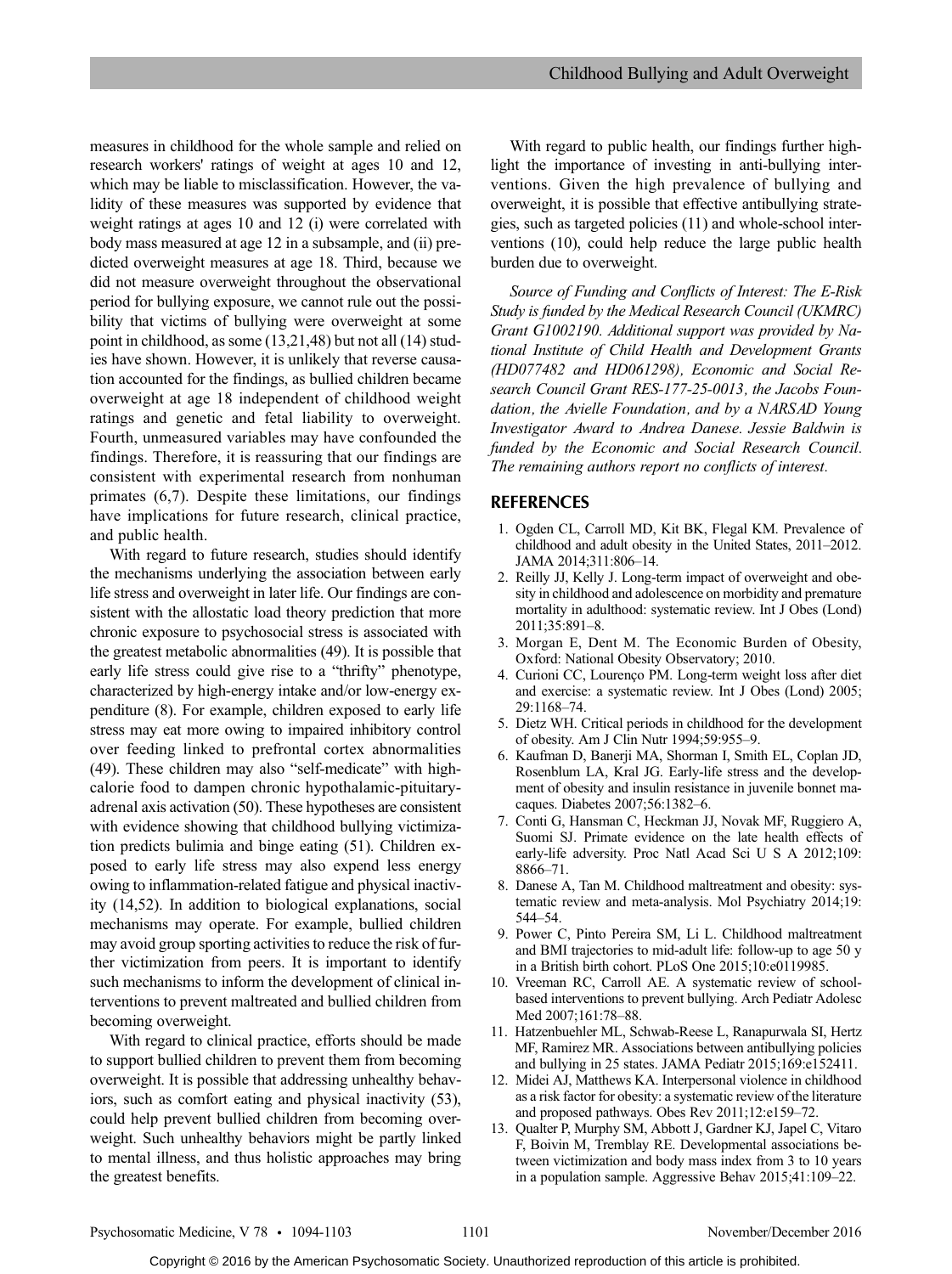measures in childhood for the whole sample and relied on research workers' ratings of weight at ages 10 and 12, which may be liable to misclassification. However, the validity of these measures was supported by evidence that weight ratings at ages 10 and 12 (i) were correlated with body mass measured at age 12 in a subsample, and (ii) predicted overweight measures at age 18. Third, because we did not measure overweight throughout the observational period for bullying exposure, we cannot rule out the possibility that victims of bullying were overweight at some point in childhood, as some (13,21,48) but not all (14) studies have shown. However, it is unlikely that reverse causation accounted for the findings, as bullied children became overweight at age 18 independent of childhood weight ratings and genetic and fetal liability to overweight. Fourth, unmeasured variables may have confounded the findings. Therefore, it is reassuring that our findings are consistent with experimental research from nonhuman primates (6,7). Despite these limitations, our findings have implications for future research, clinical practice, and public health.

With regard to future research, studies should identify the mechanisms underlying the association between early life stress and overweight in later life. Our findings are consistent with the allostatic load theory prediction that more chronic exposure to psychosocial stress is associated with the greatest metabolic abnormalities (49). It is possible that early life stress could give rise to a "thrifty" phenotype, characterized by high-energy intake and/or low-energy expenditure (8). For example, children exposed to early life stress may eat more owing to impaired inhibitory control over feeding linked to prefrontal cortex abnormalities (49). These children may also "self-medicate" with high-calorie food to dampen chronic hypothalamic-pituitary-adrenal axis activation (50). These hypotheses are consistent with evidence showing that childhood bullying victimization predicts bulimia and binge eating (51). Children exposed to early life stress may also expend less energy owing to inflammation-related fatigue and physical inactivity (14,52). In addition to biological explanations, social mechanisms may operate. For example, bullied children may avoid group sporting activities to reduce the risk of further victimization from peers. It is important to identify such mechanisms to inform the development of clinical interventions to prevent maltreated and bullied children from becoming overweight.

With regard to clinical practice, efforts should be made to support bullied children to prevent them from becoming overweight. It is possible that addressing unhealthy behaviors, such as comfort eating and physical inactivity (53), could help prevent bullied children from becoming overweight. Such unhealthy behaviors might be partly linked to mental illness, and thus holistic approaches may bring the greatest benefits.

With regard to public health, our findings further highlight the importance of investing in anti-bullying interventions. Given the high prevalence of bullying and overweight, it is possible that effective antibullying strategies, such as targeted policies (11) and whole-school interventions (10), could help reduce the large public health burden due to overweight.

*Source of Funding and Conflicts of Interest: The E-Risk Study is funded by the Medical Research Council (UKMRC) Grant G1002190. Additional support was provided by National Institute of Child Health and Development Grants (HD077482 and HD061298), Economic and Social Research Council Grant RES-177-25-0013, the Jacobs Foundation, the Avielle Foundation, and by a NARSAD Young Investigator Award to Andrea Danese. Jessie Baldwin is funded by the Economic and Social Research Council. The remaining authors report no conflicts of interest.*

## REFERENCES

1. Ogden CL, Carroll MD, Kit BK, Flegal KM. Prevalence of childhood and adult obesity in the United States, 2011–2012. JAMA 2014;311:806–14.
2. Reilly JJ, Kelly J. Long-term impact of overweight and obesity in childhood and adolescence on morbidity and premature mortality in adulthood: systematic review. Int J Obes (Lond) 2011;35:891–8.
3. Morgan E, Dent M. The Economic Burden of Obesity, Oxford: National Obesity Observatory; 2010.
4. Curioni CC, Lourenço PM. Long-term weight loss after diet and exercise: a systematic review. Int J Obes (Lond) 2005; 29:1168–74.
5. Dietz WH. Critical periods in childhood for the development of obesity. Am J Clin Nutr 1994;59:955–9.
6. Kaufman D, Banerji MA, Shorman I, Smith EL, Coplan JD, Rosenblum LA, Kral JG. Early-life stress and the development of obesity and insulin resistance in juvenile bonnet macaques. Diabetes 2007;56:1382–6.
7. Conti G, Hansman C, Heckman JJ, Novak MF, Ruggiero A, Suomi SJ. Primate evidence on the late health effects of early-life adversity. Proc Natl Acad Sci U S A 2012;109: 8866–71.
8. Danese A, Tan M. Childhood maltreatment and obesity: systematic review and meta-analysis. Mol Psychiatry 2014;19: 544–54.
9. Power C, Pinto Pereira SM, Li L. Childhood maltreatment and BMI trajectories to mid-adult life: follow-up to age 50 y in a British birth cohort. PLoS One 2015;10:e0119985.
10. Vreeman RC, Carroll AE. A systematic review of school-based interventions to prevent bullying. Arch Pediatr Adolesc Med 2007;161:78–88.
11. Hatzenbuehler ML, Schwab-Reese L, Ranapurwala SI, Hertz MF, Ramirez MR. Associations between antibullying policies and bullying in 25 states. JAMA Pediatr 2015;169:e152411.
12. Midei AJ, Matthews KA. Interpersonal violence in childhood as a risk factor for obesity: a systematic review of the literature and proposed pathways. Obes Rev 2011;12:e159–72.
13. Qualter P, Murphy SM, Abbott J, Gardner KJ, Japel C, Vitaro F, Boivin M, Tremblay RE. Developmental associations between victimization and body mass index from 3 to 10 years in a population sample. Aggressive Behav 2015;41:109–22.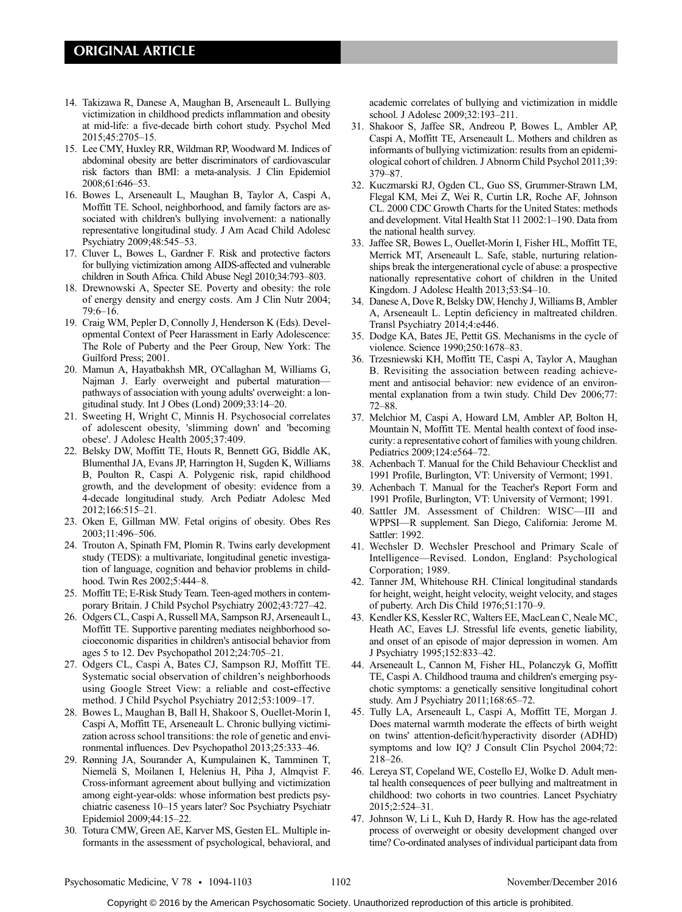14. Takizawa R, Danese A, Maughan B, Arseneault L. Bullying victimization in childhood predicts inflammation and obesity at mid-life: a five-decade birth cohort study. Psychol Med 2015;45:2705–15.
15. Lee CMY, Huxley RR, Wildman RP, Woodward M. Indices of abdominal obesity are better discriminators of cardiovascular risk factors than BMI: a meta-analysis. J Clin Epidemiol 2008;61:646–53.
16. Bowes L, Arseneault L, Maughan B, Taylor A, Caspi A, Moffitt TE. School, neighborhood, and family factors are associated with children's bullying involvement: a nationally representative longitudinal study. J Am Acad Child Adolesc Psychiatry 2009;48:545–53.
17. Cluver L, Bowes L, Gardner F. Risk and protective factors for bullying victimization among AIDS-affected and vulnerable children in South Africa. Child Abuse Negl 2010;34:793–803.
18. Drewnowski A, Specter SE. Poverty and obesity: the role of energy density and energy costs. Am J Clin Nutr 2004; 79:6–16.
19. Craig WM, Pepler D, Connolly J, Henderson K (Eds). Developmental Context of Peer Harassment in Early Adolescence: The Role of Puberty and the Peer Group, New York: The Guilford Press; 2001.
20. Mamun A, Hayatbakhsh MR, O'Callaghan M, Williams G, Najman J. Early overweight and pubertal maturation—pathways of association with young adults' overweight: a longitudinal study. Int J Obes (Lond) 2009;33:14–20.
21. Sweeting H, Wright C, Minnis H. Psychosocial correlates of adolescent obesity, 'slimming down' and 'becoming obese'. J Adolesc Health 2005;37:409.
22. Belsky DW, Moffitt TE, Houts R, Bennett GG, Biddle AK, Blumenthal JA, Evans JP, Harrington H, Sugden K, Williams B, Poulton R, Caspi A. Polygenic risk, rapid childhood growth, and the development of obesity: evidence from a 4-decade longitudinal study. Arch Pediatr Adolesc Med 2012;166:515–21.
23. Oken E, Gillman MW. Fetal origins of obesity. Obes Res 2003;11:496–506.
24. Trouton A, Spinath FM, Plomin R. Twins early development study (TEDS): a multivariate, longitudinal genetic investigation of language, cognition and behavior problems in childhood. Twin Res 2002;5:444–8.
25. Moffitt TE; E-Risk Study Team. Teen-aged mothers in contemporary Britain. J Child Psychol Psychiatry 2002;43:727–42.
26. Odgers CL, Caspi A, Russell MA, Sampson RJ, Arseneault L, Moffitt TE. Supportive parenting mediates neighborhood socioeconomic disparities in children's antisocial behavior from ages 5 to 12. Dev Psychopathol 2012;24:705–21.
27. Odgers CL, Caspi A, Bates CJ, Sampson RJ, Moffitt TE. Systematic social observation of children's neighborhoods using Google Street View: a reliable and cost-effective method. J Child Psychol Psychiatry 2012;53:1009–17.
28. Bowes L, Maughan B, Ball H, Shakoor S, Ouellet-Morin I, Caspi A, Moffitt TE, Arseneault L. Chronic bullying victimization across school transitions: the role of genetic and environmental influences. Dev Psychopathol 2013;25:333–46.
29. Rønning JA, Sourander A, Kumpulainen K, Tamminen T, Niemelä S, Moilanen I, Helenius H, Piha J, Almqvist F. Cross-informant agreement about bullying and victimization among eight-year-olds: whose information best predicts psychiatric caseness 10–15 years later? Soc Psychiatry Psychiatr Epidemiol 2009;44:15–22.
30. Totura CMW, Green AE, Karver MS, Gesten EL. Multiple informants in the assessment of psychological, behavioral, and academic correlates of bullying and victimization in middle school. J Adolesc 2009;32:193–211.
31. Shakoor S, Jaffee SR, Andreou P, Bowes L, Ambler AP, Caspi A, Moffitt TE, Arseneault L. Mothers and children as informants of bullying victimization: results from an epidemiological cohort of children. J Abnorm Child Psychol 2011;39: 379–87.
32. Kuczmarski RJ, Ogden CL, Guo SS, Grummer-Strawn LM, Flegal KM, Mei Z, Wei R, Curtin LR, Roche AF, Johnson CL. 2000 CDC Growth Charts for the United States: methods and development. Vital Health Stat 11 2002:1–190. Data from the national health survey.
33. Jaffee SR, Bowes L, Ouellet-Morin I, Fisher HL, Moffitt TE, Merrick MT, Arseneault L. Safe, stable, nurturing relationships break the intergenerational cycle of abuse: a prospective nationally representative cohort of children in the United Kingdom. J Adolesc Health 2013;53:S4–10.
34. Danese A, Dove R, Belsky DW, Henchy J, Williams B, Ambler A, Arseneault L. Leptin deficiency in maltreated children. Transl Psychiatry 2014;4:e446.
35. Dodge KA, Bates JE, Pettit GS. Mechanisms in the cycle of violence. Science 1990;250:1678–83.
36. Trzesniewski KH, Moffitt TE, Caspi A, Taylor A, Maughan B. Revisiting the association between reading achievement and antisocial behavior: new evidence of an environmental explanation from a twin study. Child Dev 2006;77: 72–88.
37. Melchior M, Caspi A, Howard LM, Ambler AP, Bolton H, Mountain N, Moffitt TE. Mental health context of food insecurity: a representative cohort of families with young children. Pediatrics 2009;124:e564–72.
38. Achenbach T. Manual for the Child Behaviour Checklist and 1991 Profile, Burlington, VT: University of Vermont; 1991.
39. Achenbach T. Manual for the Teacher's Report Form and 1991 Profile, Burlington, VT: University of Vermont; 1991.
40. Sattler JM. Assessment of Children: WISC—III and WPPSI—R supplement. San Diego, California: Jerome M. Sattler: 1992.
41. Wechsler D. Wechsler Preschool and Primary Scale of Intelligence—Revised. London, England: Psychological Corporation; 1989.
42. Tanner JM, Whitehouse RH. Clinical longitudinal standards for height, weight, height velocity, weight velocity, and stages of puberty. Arch Dis Child 1976;51:170–9.
43. Kendler KS, Kessler RC, Walters EE, MacLean C, Neale MC, Heath AC, Eaves LJ. Stressful life events, genetic liability, and onset of an episode of major depression in women. Am J Psychiatry 1995;152:833–42.
44. Arseneault L, Cannon M, Fisher HL, Polanczyk G, Moffitt TE, Caspi A. Childhood trauma and children's emerging psychotic symptoms: a genetically sensitive longitudinal cohort study. Am J Psychiatry 2011;168:65–72.
45. Tully LA, Arseneault L, Caspi A, Moffitt TE, Morgan J. Does maternal warmth moderate the effects of birth weight on twins' attention-deficit/hyperactivity disorder (ADHD) symptoms and low IQ? J Consult Clin Psychol 2004;72: 218–26.
46. Lereya ST, Copeland WE, Costello EJ, Wolke D. Adult mental health consequences of peer bullying and maltreatment in childhood: two cohorts in two countries. Lancet Psychiatry 2015;2:524–31.
47. Johnson W, Li L, Kuh D, Hardy R. How has the age-related process of overweight or obesity development changed over time? Co-ordinated analyses of individual participant data from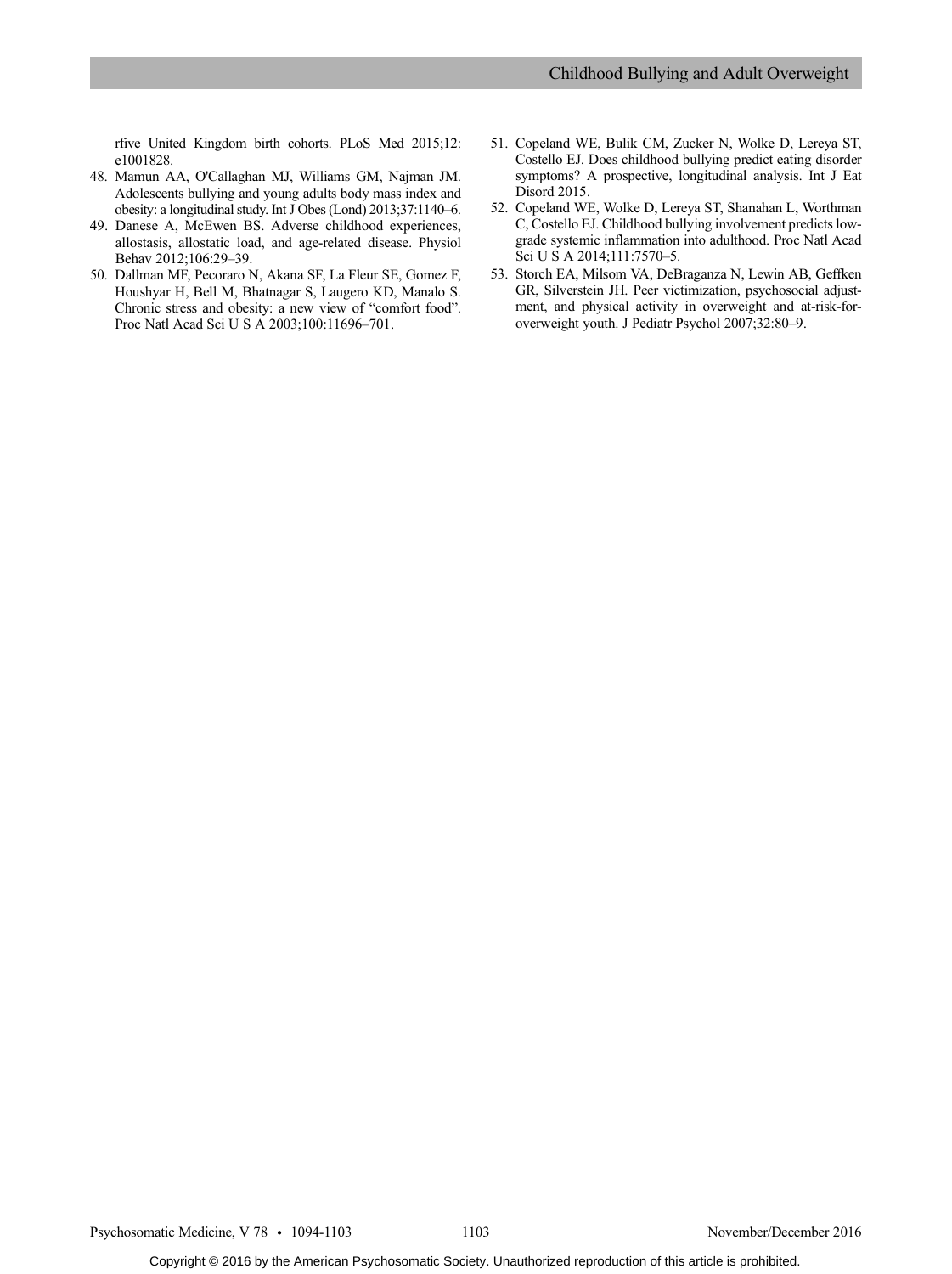rfive United Kingdom birth cohorts. PLoS Med 2015;12: e1001828.

48. Mamun AA, O'Callaghan MJ, Williams GM, Najman JM. Adolescents bullying and young adults body mass index and obesity: a longitudinal study. Int J Obes (Lond) 2013;37:1140–6.
49. Danese A, McEwen BS. Adverse childhood experiences, allostasis, allostatic load, and age-related disease. Physiol Behav 2012;106:29–39.
50. Dallman MF, Pecoraro N, Akana SF, La Fleur SE, Gomez F, Houshyar H, Bell M, Bhatnagar S, Laugero KD, Manalo S. Chronic stress and obesity: a new view of "comfort food". Proc Natl Acad Sci U S A 2003;100:11696–701.
51. Copeland WE, Bulik CM, Zucker N, Wolke D, Lereya ST, Costello EJ. Does childhood bullying predict eating disorder symptoms? A prospective, longitudinal analysis. Int J Eat Disord 2015.
52. Copeland WE, Wolke D, Lereya ST, Shanahan L, Worthman C, Costello EJ. Childhood bullying involvement predicts low-grade systemic inflammation into adulthood. Proc Natl Acad Sci U S A 2014;111:7570–5.
53. Storch EA, Milsom VA, DeBraganza N, Lewin AB, Geffken GR, Silverstein JH. Peer victimization, psychosocial adjustment, and physical activity in overweight and at-risk-for-overweight youth. J Pediatr Psychol 2007;32:80–9.

Copyright © 2016 by the American Psychosomatic Society. Unauthorized reproduction of this article is prohibited.